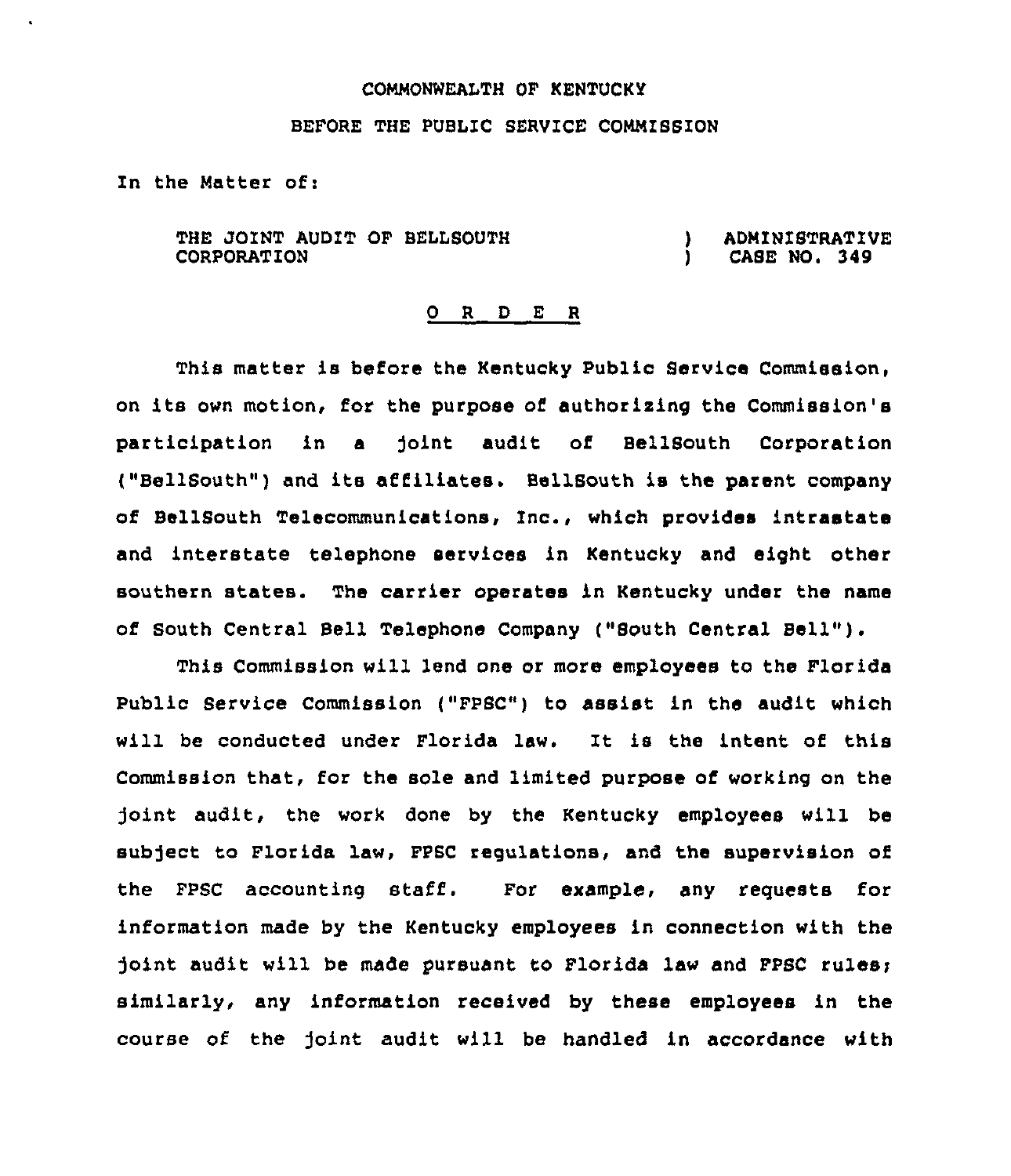COMMONWEALTH OF KENTUCKY

BEFORE THE PUBLIC SERVICE COMMISSION

In the Matter of:

| THE JOINT AUDIT OF BELLSOUTH CORPORATION | ) ADMINISTRATIVE ) CASE NO. 349 |
|---|---|

## O R D E R

This matter is before the Kentucky Public Service Commission, on its own motion, for the purpose of authorizing the Commission's participation in a joint audit of BellSouth Corporation ("BellSouth") and its affiliates. BellSouth is the parent company of BellSouth Telecommunications, Inc., which provides intrastate and interstate telephone services in Kentucky and eight other southern states. The carrier operates in Kentucky under the name of South Central Bell Telephone Company ("South Central Bell").

This Commission will lend one or more employees to the Florida Public Service Commission ("FPSC") to assist in the audit which will be conducted under Florida law. It is the intent of this Commission that, for the sole and limited purpose of working on the joint audit, the work done by the Kentucky employees will be subject to Florida law, FPSC regulations, and the supervision of the FPSC accounting staff. For example, any requests for information made by the Kentucky employees in connection with the joint audit will be made pursuant to Florida law and FPSC rules; similarly, any information received by these employees in the course of the joint audit will be handled in accordance with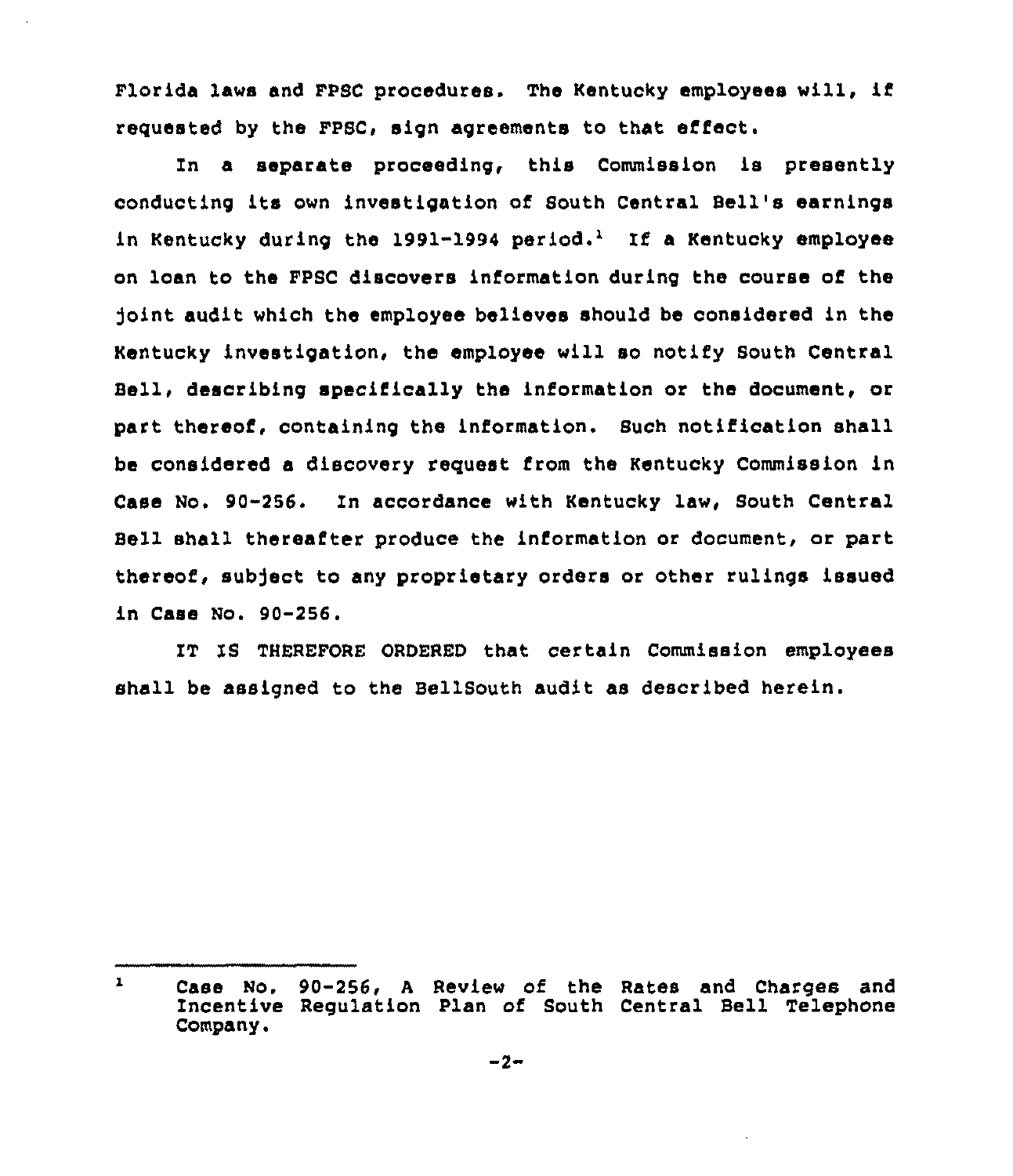Florida laws and FPSC procedures. The Kentucky employees will, if requested by the FPSC, sign agreements to that effect.

In a separate proceeding, this Commission is presently conducting its own investigation of South Central Bell's earnings in Kentucky during the 1991-1994 period.[1] If a Kentucky employee on loan to the FPSC discovers information during the course of the joint audit which the employee believes should be considered in the Kentucky investigation, the employee will so notify South Central Bell, describing specifically the information or the document, or part thereof, containing the information. Such notification shall be considered a discovery request from the Kentucky Commission in Case No. 90-256. In accordance with Kentucky law, South Central Bell shall thereafter produce the information or document, or part thereof, subject to any proprietary orders or other rulings issued in Case No. 90-256.

IT IS THEREFORE ORDERED that certain Commission employees shall be assigned to the BellSouth audit as described herein.

---

[1] Case No. 90-256, A Review of the Rates and Charges and Incentive Regulation Plan of South Central Bell Telephone Company.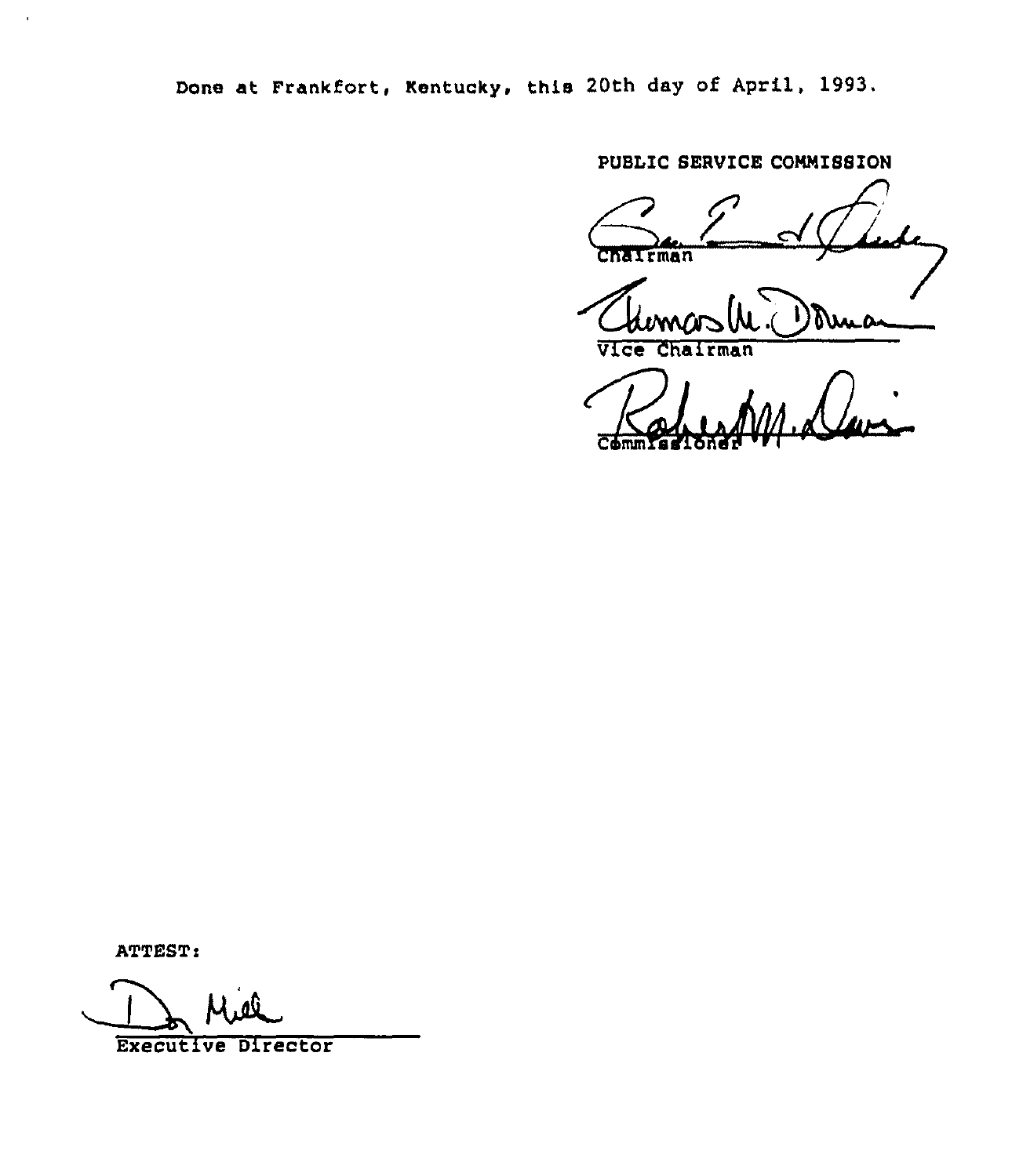Done at Frankfort, Kentucky, this 20th day of April, 1993.

PUBLIC SERVICE COMMISSION

Chairman

Vice Chairman

Commissioner

ATTEST:

Executive Director